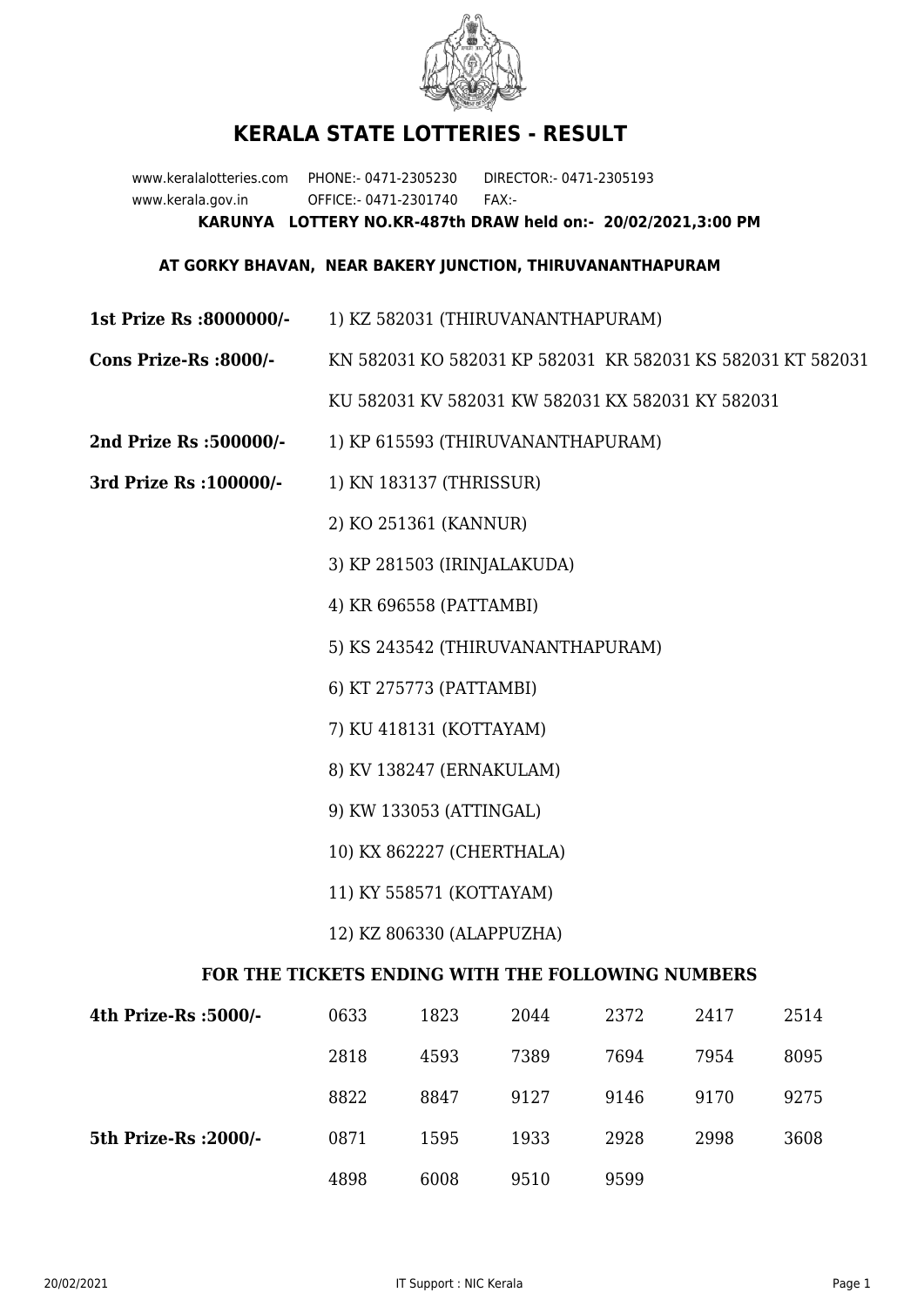# KERALA STATE LOTTERIES - RESULT

www.keralalotteries.com PHONE:- 0471-2305230 DIRECTOR:- 0471-2305193
www.kerala.gov.in OFFICE:- 0471-2301740 FAX:-

**KARUNYA LOTTERY NO.KR-487th DRAW held on:- 20/02/2021,3:00 PM**

**AT GORKY BHAVAN, NEAR BAKERY JUNCTION, THIRUVANANTHAPURAM**

**1st Prize Rs :8000000/-** 1) KZ 582031 (THIRUVANANTHAPURAM)

**Cons Prize-Rs :8000/-** KN 582031 KO 582031 KP 582031 KR 582031 KS 582031 KT 582031 KU 582031 KV 582031 KW 582031 KX 582031 KY 582031

**2nd Prize Rs :500000/-** 1) KP 615593 (THIRUVANANTHAPURAM)

**3rd Prize Rs :100000/-**
1) KN 183137 (THRISSUR)
2) KO 251361 (KANNUR)
3) KP 281503 (IRINJALAKUDA)
4) KR 696558 (PATTAMBI)
5) KS 243542 (THIRUVANANTHAPURAM)
6) KT 275773 (PATTAMBI)
7) KU 418131 (KOTTAYAM)
8) KV 138247 (ERNAKULAM)
9) KW 133053 (ATTINGAL)
10) KX 862227 (CHERTHALA)
11) KY 558571 (KOTTAYAM)
12) KZ 806330 (ALAPPUZHA)

### FOR THE TICKETS ENDING WITH THE FOLLOWING NUMBERS

| | | | | | | |
|---|---|---|---|---|---|---|
| **4th Prize-Rs :5000/-** | 0633 | 1823 | 2044 | 2372 | 2417 | 2514 |
| | 2818 | 4593 | 7389 | 7694 | 7954 | 8095 |
| | 8822 | 8847 | 9127 | 9146 | 9170 | 9275 |
| **5th Prize-Rs :2000/-** | 0871 | 1595 | 1933 | 2928 | 2998 | 3608 |
| | 4898 | 6008 | 9510 | 9599 | | |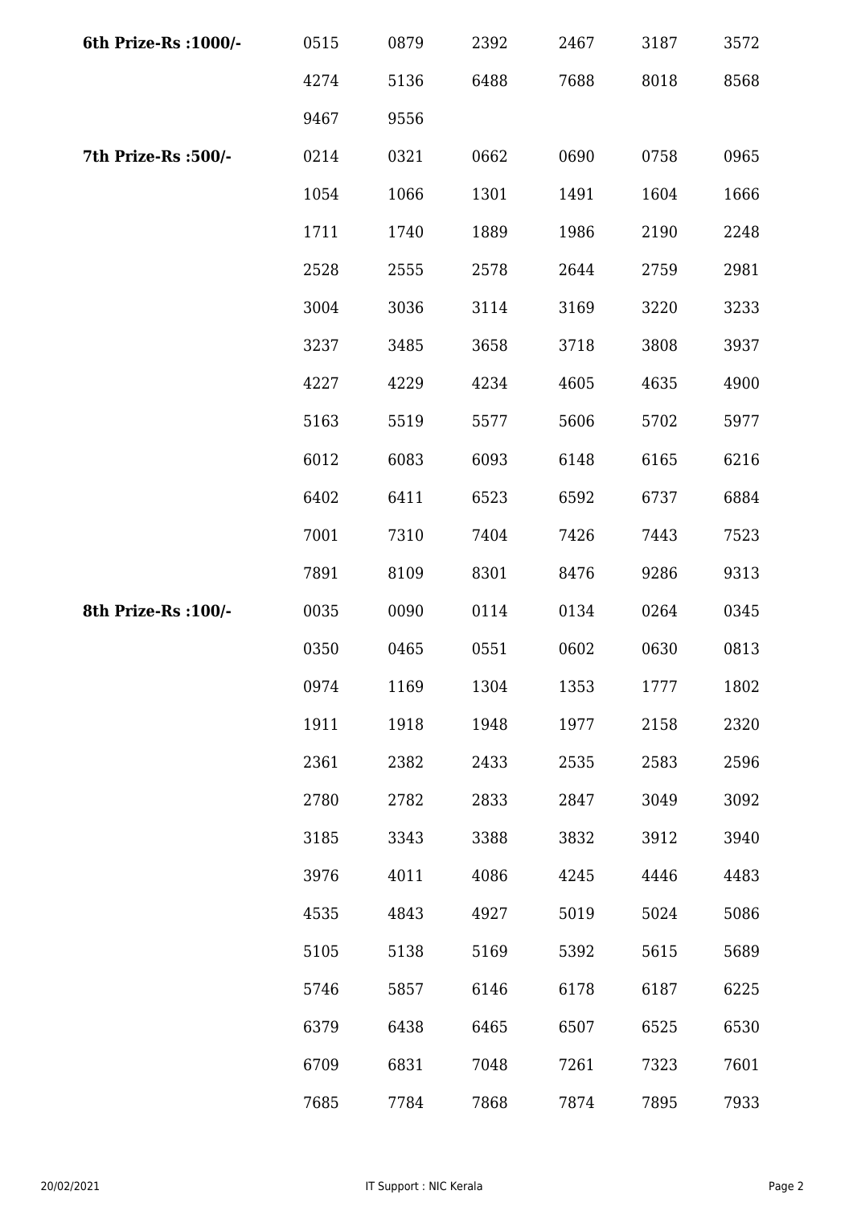| | | | | | | |
|---|---|---|---|---|---|---|
| **6th Prize-Rs :1000/-** | 0515 | 0879 | 2392 | 2467 | 3187 | 3572 |
| | 4274 | 5136 | 6488 | 7688 | 8018 | 8568 |
| | 9467 | 9556 | | | | |
| **7th Prize-Rs :500/-** | 0214 | 0321 | 0662 | 0690 | 0758 | 0965 |
| | 1054 | 1066 | 1301 | 1491 | 1604 | 1666 |
| | 1711 | 1740 | 1889 | 1986 | 2190 | 2248 |
| | 2528 | 2555 | 2578 | 2644 | 2759 | 2981 |
| | 3004 | 3036 | 3114 | 3169 | 3220 | 3233 |
| | 3237 | 3485 | 3658 | 3718 | 3808 | 3937 |
| | 4227 | 4229 | 4234 | 4605 | 4635 | 4900 |
| | 5163 | 5519 | 5577 | 5606 | 5702 | 5977 |
| | 6012 | 6083 | 6093 | 6148 | 6165 | 6216 |
| | 6402 | 6411 | 6523 | 6592 | 6737 | 6884 |
| | 7001 | 7310 | 7404 | 7426 | 7443 | 7523 |
| | 7891 | 8109 | 8301 | 8476 | 9286 | 9313 |
| **8th Prize-Rs :100/-** | 0035 | 0090 | 0114 | 0134 | 0264 | 0345 |
| | 0350 | 0465 | 0551 | 0602 | 0630 | 0813 |
| | 0974 | 1169 | 1304 | 1353 | 1777 | 1802 |
| | 1911 | 1918 | 1948 | 1977 | 2158 | 2320 |
| | 2361 | 2382 | 2433 | 2535 | 2583 | 2596 |
| | 2780 | 2782 | 2833 | 2847 | 3049 | 3092 |
| | 3185 | 3343 | 3388 | 3832 | 3912 | 3940 |
| | 3976 | 4011 | 4086 | 4245 | 4446 | 4483 |
| | 4535 | 4843 | 4927 | 5019 | 5024 | 5086 |
| | 5105 | 5138 | 5169 | 5392 | 5615 | 5689 |
| | 5746 | 5857 | 6146 | 6178 | 6187 | 6225 |
| | 6379 | 6438 | 6465 | 6507 | 6525 | 6530 |
| | 6709 | 6831 | 7048 | 7261 | 7323 | 7601 |
| | 7685 | 7784 | 7868 | 7874 | 7895 | 7933 |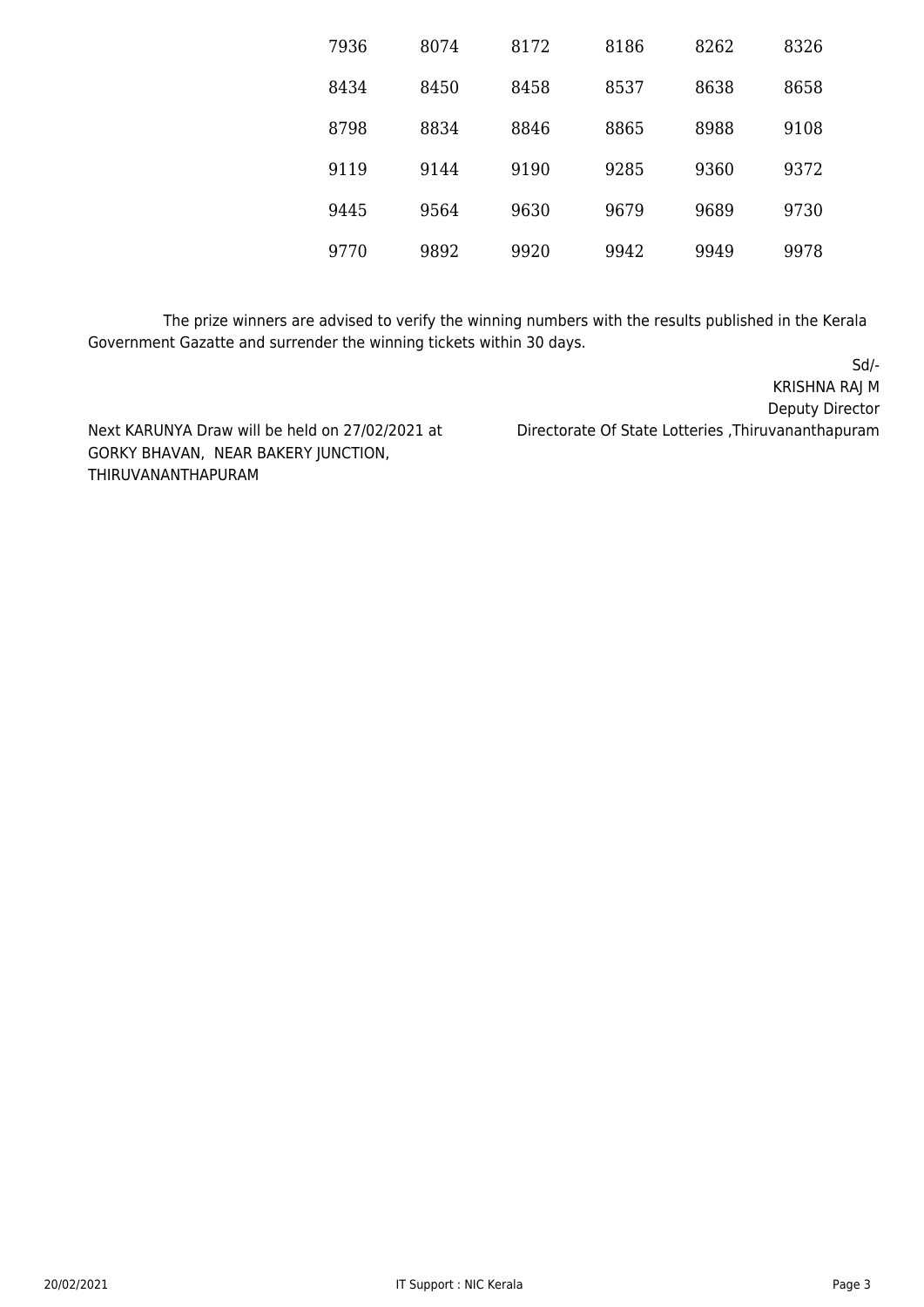| | | | | | |
|---|---|---|---|---|---|
| 7936 | 8074 | 8172 | 8186 | 8262 | 8326 |
| 8434 | 8450 | 8458 | 8537 | 8638 | 8658 |
| 8798 | 8834 | 8846 | 8865 | 8988 | 9108 |
| 9119 | 9144 | 9190 | 9285 | 9360 | 9372 |
| 9445 | 9564 | 9630 | 9679 | 9689 | 9730 |
| 9770 | 9892 | 9920 | 9942 | 9949 | 9978 |

The prize winners are advised to verify the winning numbers with the results published in the Kerala Government Gazatte and surrender the winning tickets within 30 days.

Sd/-
KRISHNA RAJ M
Deputy Director
Directorate Of State Lotteries ,Thiruvananthapuram

Next KARUNYA Draw will be held on 27/02/2021 at GORKY BHAVAN, NEAR BAKERY JUNCTION, THIRUVANANTHAPURAM